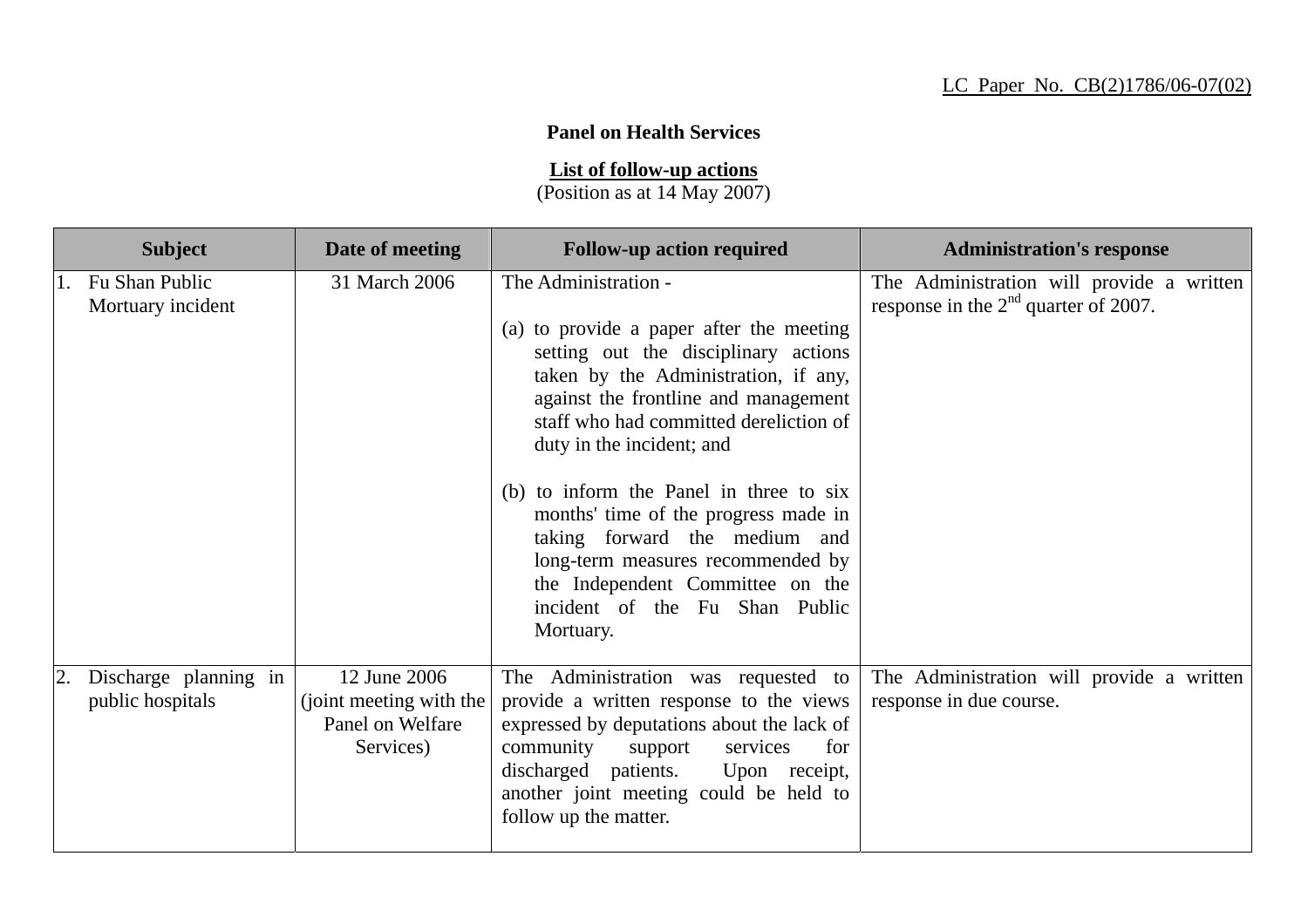LC Paper No. CB(2)1786/06-07(02)

**Panel on Health Services**

**List of follow-up actions**
(Position as at 14 May 2007)

| Subject | Date of meeting | Follow-up action required | Administration's response |
|---|---|---|---|
| 1. Fu Shan Public Mortuary incident | 31 March 2006 | The Administration - <br><br>(a) to provide a paper after the meeting setting out the disciplinary actions taken by the Administration, if any, against the frontline and management staff who had committed dereliction of duty in the incident; and <br><br>(b) to inform the Panel in three to six months' time of the progress made in taking forward the medium and long-term measures recommended by the Independent Committee on the incident of the Fu Shan Public Mortuary. | The Administration will provide a written response in the 2nd quarter of 2007. |
| 2. Discharge planning in public hospitals | 12 June 2006 (joint meeting with the Panel on Welfare Services) | The Administration was requested to provide a written response to the views expressed by deputations about the lack of community support services for discharged patients. Upon receipt, another joint meeting could be held to follow up the matter. | The Administration will provide a written response in due course. |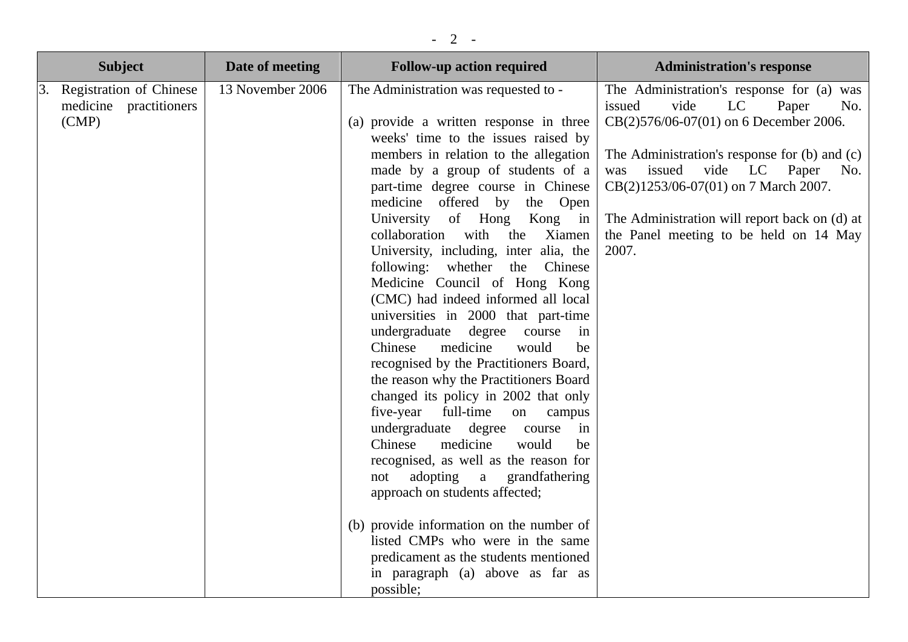| Subject | Date of meeting | Follow-up action required | Administration's response |
|---|---|---|---|
| 3. Registration of Chinese medicine practitioners (CMP) | 13 November 2006 | The Administration was requested to - <br><br> (a) provide a written response in three weeks' time to the issues raised by members in relation to the allegation made by a group of students of a part-time degree course in Chinese medicine offered by the Open University of Hong Kong in collaboration with the Xiamen University, including, inter alia, the following: whether the Chinese Medicine Council of Hong Kong (CMC) had indeed informed all local universities in 2000 that part-time undergraduate degree course in Chinese medicine would be recognised by the Practitioners Board, the reason why the Practitioners Board changed its policy in 2002 that only five-year full-time on campus undergraduate degree course in Chinese medicine would be recognised, as well as the reason for not adopting a grandfathering approach on students affected; <br><br> (b) provide information on the number of listed CMPs who were in the same predicament as the students mentioned in paragraph (a) above as far as possible; | The Administration's response for (a) was issued vide LC Paper No. CB(2)576/06-07(01) on 6 December 2006. <br><br> The Administration's response for (b) and (c) was issued vide LC Paper No. CB(2)1253/06-07(01) on 7 March 2007. <br><br> The Administration will report back on (d) at the Panel meeting to be held on 14 May 2007. |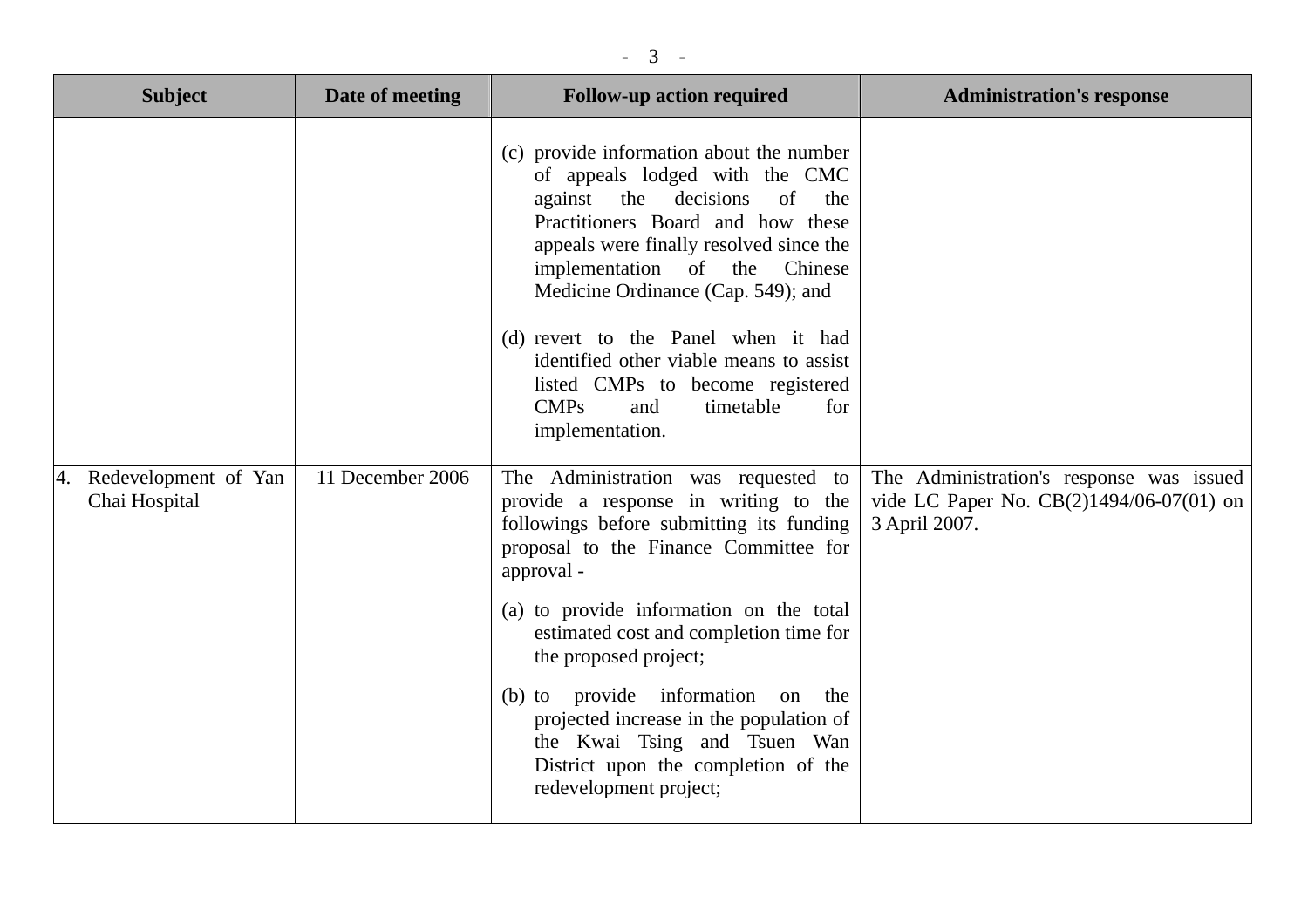| Subject | Date of meeting | Follow-up action required | Administration's response |
|---|---|---|---|
| | | (c) provide information about the number of appeals lodged with the CMC against the decisions of the Practitioners Board and how these appeals were finally resolved since the implementation of the Chinese Medicine Ordinance (Cap. 549); and<br><br>(d) revert to the Panel when it had identified other viable means to assist listed CMPs to become registered CMPs and timetable for implementation. | |
| 4. Redevelopment of Yan Chai Hospital | 11 December 2006 | The Administration was requested to provide a response in writing to the followings before submitting its funding proposal to the Finance Committee for approval -<br><br>(a) to provide information on the total estimated cost and completion time for the proposed project;<br><br>(b) to provide information on the projected increase in the population of the Kwai Tsing and Tsuen Wan District upon the completion of the redevelopment project; | The Administration's response was issued vide LC Paper No. CB(2)1494/06-07(01) on 3 April 2007. |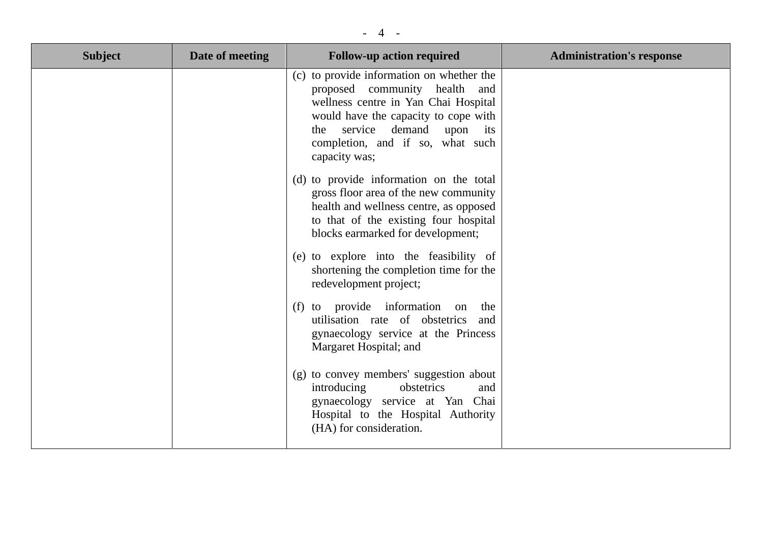| Subject | Date of meeting | Follow-up action required | Administration's response |
| --- | --- | --- | --- |
| | | (c) to provide information on whether the proposed community health and wellness centre in Yan Chai Hospital would have the capacity to cope with the service demand upon its completion, and if so, what such capacity was;<br><br>(d) to provide information on the total gross floor area of the new community health and wellness centre, as opposed to that of the existing four hospital blocks earmarked for development;<br><br>(e) to explore into the feasibility of shortening the completion time for the redevelopment project;<br><br>(f) to provide information on the utilisation rate of obstetrics and gynaecology service at the Princess Margaret Hospital; and<br><br>(g) to convey members' suggestion about introducing obstetrics and gynaecology service at Yan Chai Hospital to the Hospital Authority (HA) for consideration. | |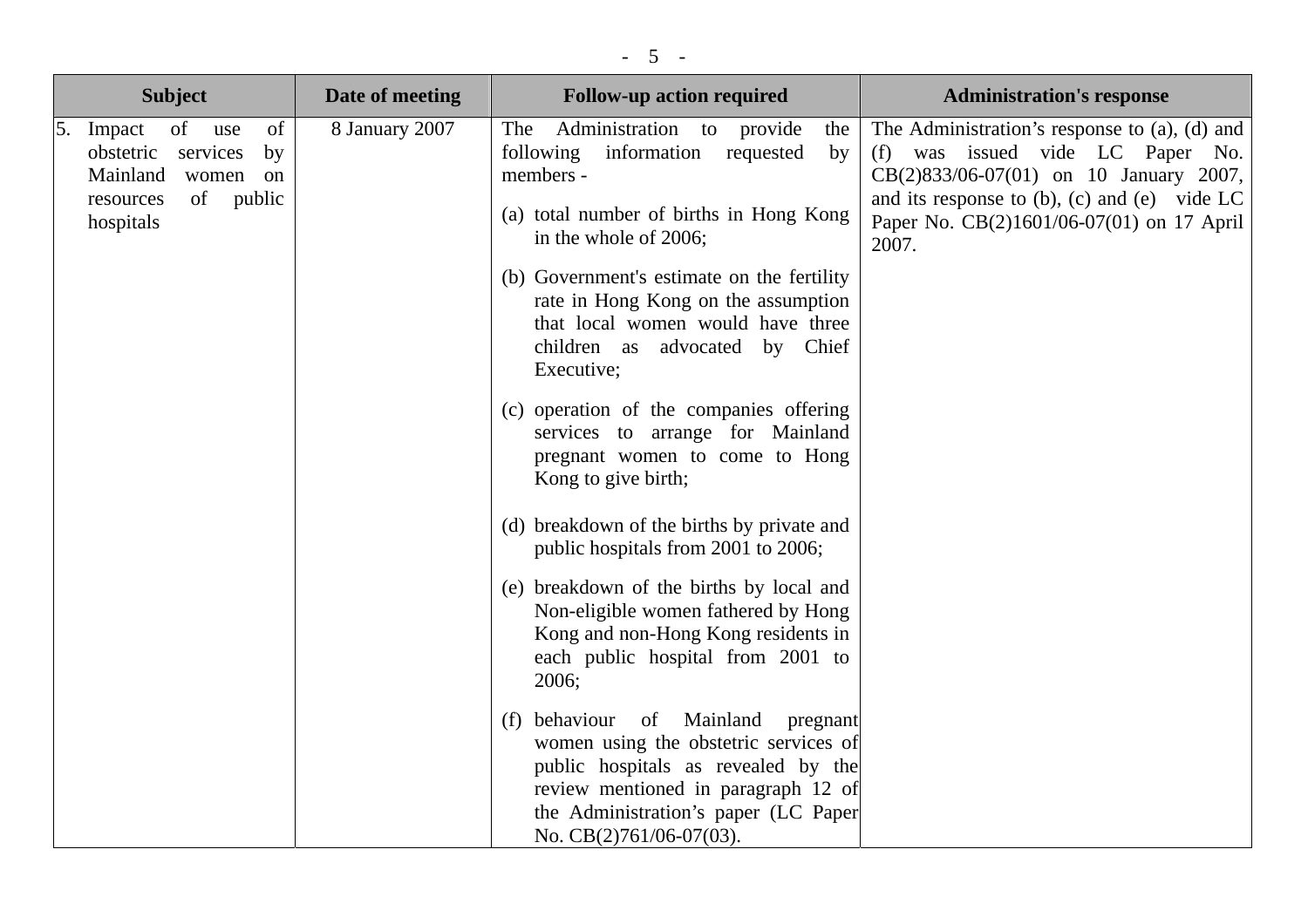| Subject | Date of meeting | Follow-up action required | Administration's response |
|---|---|---|---|
| 5. Impact of use of obstetric services by Mainland women on resources of public hospitals | 8 January 2007 | The Administration to provide the following information requested by members - <br><br> (a) total number of births in Hong Kong in the whole of 2006; <br><br> (b) Government's estimate on the fertility rate in Hong Kong on the assumption that local women would have three children as advocated by Chief Executive; <br><br> (c) operation of the companies offering services to arrange for Mainland pregnant women to come to Hong Kong to give birth; <br><br> (d) breakdown of the births by private and public hospitals from 2001 to 2006; <br><br> (e) breakdown of the births by local and Non-eligible women fathered by Hong Kong and non-Hong Kong residents in each public hospital from 2001 to 2006; <br><br> (f) behaviour of Mainland pregnant women using the obstetric services of public hospitals as revealed by the review mentioned in paragraph 12 of the Administration's paper (LC Paper No. CB(2)761/06-07(03). | The Administration's response to (a), (d) and (f) was issued vide LC Paper No. CB(2)833/06-07(01) on 10 January 2007, and its response to (b), (c) and (e) vide LC Paper No. CB(2)1601/06-07(01) on 17 April 2007. |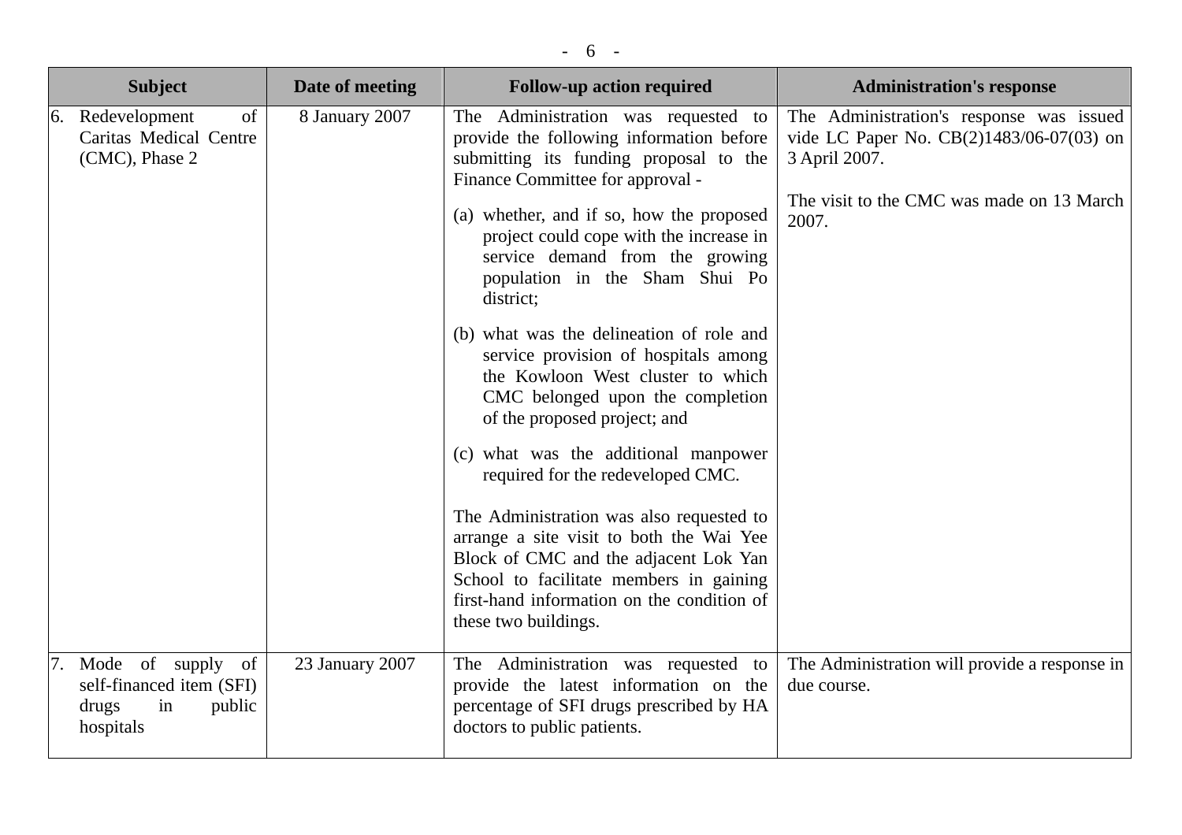| Subject | Date of meeting | Follow-up action required | Administration's response |
|---|---|---|---|
| 6. Redevelopment of Caritas Medical Centre (CMC), Phase 2 | 8 January 2007 | The Administration was requested to provide the following information before submitting its funding proposal to the Finance Committee for approval - <br><br>(a) whether, and if so, how the proposed project could cope with the increase in service demand from the growing population in the Sham Shui Po district; <br><br>(b) what was the delineation of role and service provision of hospitals among the Kowloon West cluster to which CMC belonged upon the completion of the proposed project; and <br><br>(c) what was the additional manpower required for the redeveloped CMC. <br><br>The Administration was also requested to arrange a site visit to both the Wai Yee Block of CMC and the adjacent Lok Yan School to facilitate members in gaining first-hand information on the condition of these two buildings. | The Administration's response was issued vide LC Paper No. CB(2)1483/06-07(03) on 3 April 2007. <br><br>The visit to the CMC was made on 13 March 2007. |
| 7. Mode of supply of self-financed item (SFI) drugs in public hospitals | 23 January 2007 | The Administration was requested to provide the latest information on the percentage of SFI drugs prescribed by HA doctors to public patients. | The Administration will provide a response in due course. |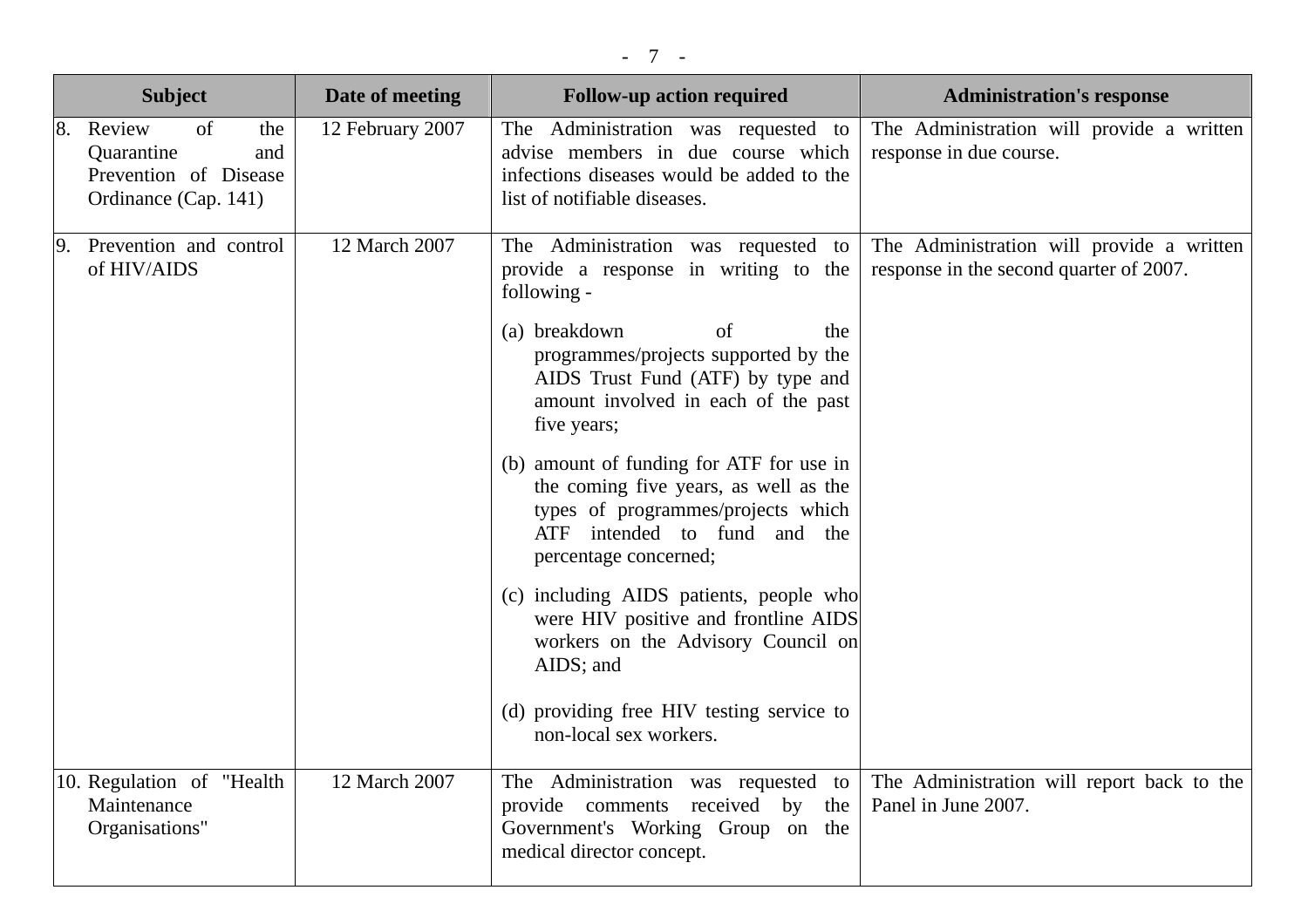| Subject | Date of meeting | Follow-up action required | Administration's response |
|---|---|---|---|
| 8. Review of the Quarantine and Prevention of Disease Ordinance (Cap. 141) | 12 February 2007 | The Administration was requested to advise members in due course which infections diseases would be added to the list of notifiable diseases. | The Administration will provide a written response in due course. |
| 9. Prevention and control of HIV/AIDS | 12 March 2007 | The Administration was requested to provide a response in writing to the following - <br><br> (a) breakdown of the programmes/projects supported by the AIDS Trust Fund (ATF) by type and amount involved in each of the past five years; <br><br> (b) amount of funding for ATF for use in the coming five years, as well as the types of programmes/projects which ATF intended to fund and the percentage concerned; <br><br> (c) including AIDS patients, people who were HIV positive and frontline AIDS workers on the Advisory Council on AIDS; and <br><br> (d) providing free HIV testing service to non-local sex workers. | The Administration will provide a written response in the second quarter of 2007. |
| 10. Regulation of "Health Maintenance Organisations" | 12 March 2007 | The Administration was requested to provide comments received by the Government's Working Group on the medical director concept. | The Administration will report back to the Panel in June 2007. |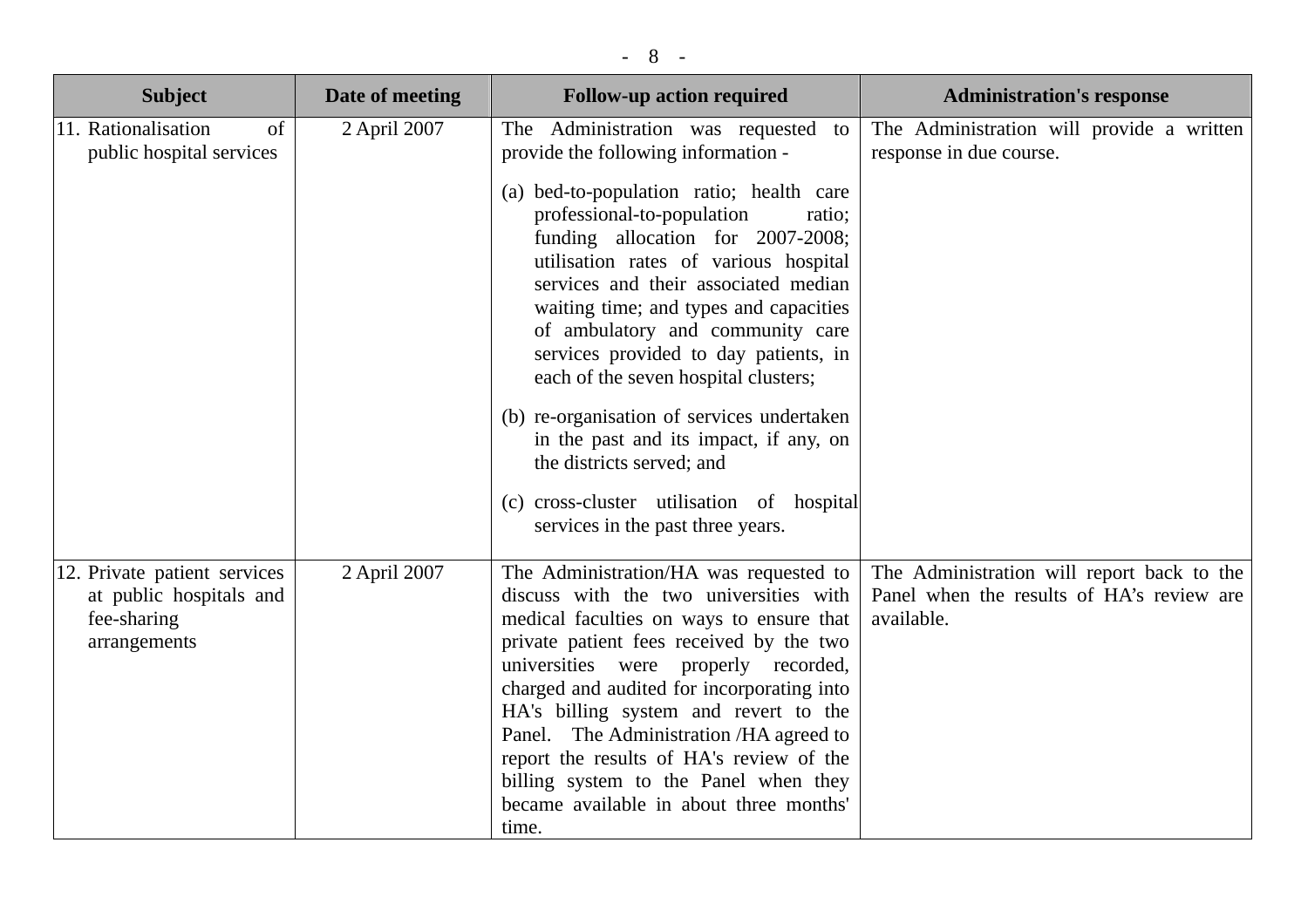| Subject | Date of meeting | Follow-up action required | Administration's response |
|---|---|---|---|
| 11. Rationalisation of public hospital services | 2 April 2007 | The Administration was requested to provide the following information - <br><br>(a) bed-to-population ratio; health care professional-to-population ratio; funding allocation for 2007-2008; utilisation rates of various hospital services and their associated median waiting time; and types and capacities of ambulatory and community care services provided to day patients, in each of the seven hospital clusters; <br><br>(b) re-organisation of services undertaken in the past and its impact, if any, on the districts served; and <br><br>(c) cross-cluster utilisation of hospital services in the past three years. | The Administration will provide a written response in due course. |
| 12. Private patient services at public hospitals and fee-sharing arrangements | 2 April 2007 | The Administration/HA was requested to discuss with the two universities with medical faculties on ways to ensure that private patient fees received by the two universities were properly recorded, charged and audited for incorporating into HA's billing system and revert to the Panel. The Administration /HA agreed to report the results of HA's review of the billing system to the Panel when they became available in about three months' time. | The Administration will report back to the Panel when the results of HA's review are available. |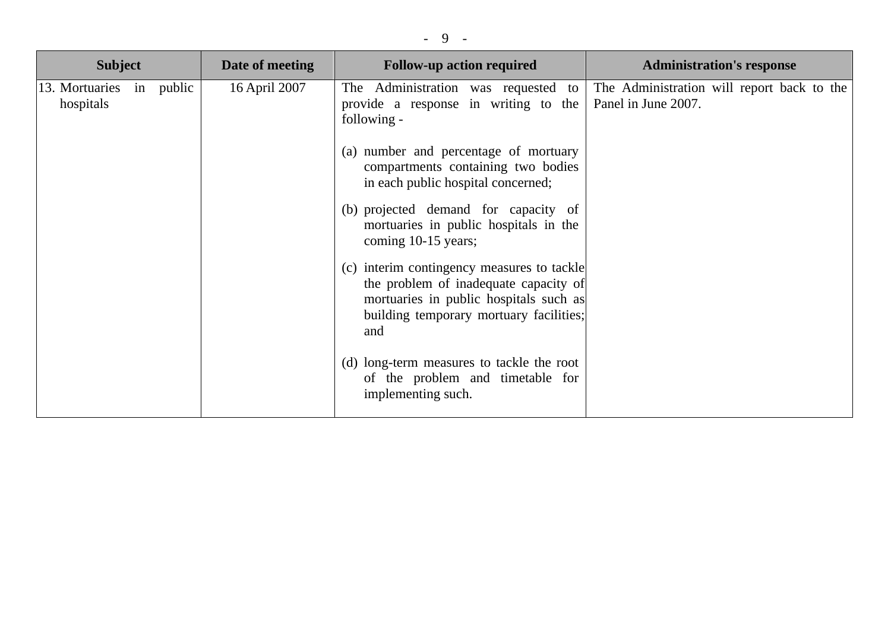| Subject | Date of meeting | Follow-up action required | Administration's response |
|---|---|---|---|
| 13. Mortuaries in public hospitals | 16 April 2007 | The Administration was requested to provide a response in writing to the following - <br><br>(a) number and percentage of mortuary compartments containing two bodies in each public hospital concerned; <br><br>(b) projected demand for capacity of mortuaries in public hospitals in the coming 10-15 years; <br><br>(c) interim contingency measures to tackle the problem of inadequate capacity of mortuaries in public hospitals such as building temporary mortuary facilities; and <br><br>(d) long-term measures to tackle the root of the problem and timetable for implementing such. | The Administration will report back to the Panel in June 2007. |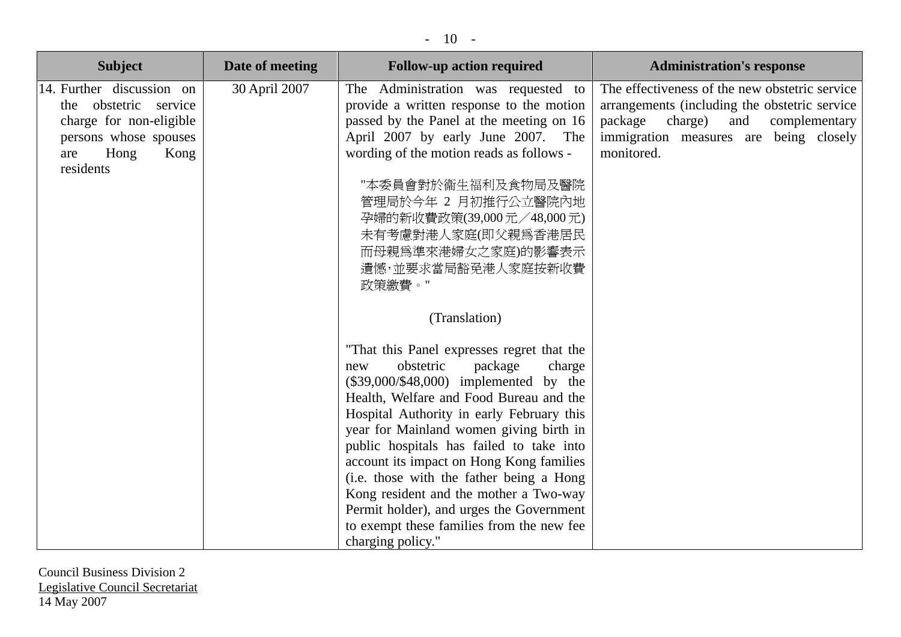| Subject | Date of meeting | Follow-up action required | Administration's response |
|---|---|---|---|
| 14. Further discussion on the obstetric service charge for non-eligible persons whose spouses are Hong Kong residents | 30 April 2007 | The Administration was requested to provide a written response to the motion passed by the Panel at the meeting on 16 April 2007 by early June 2007. The wording of the motion reads as follows - <br><br> "本委員會對於衞生福利及食物局及醫院管理局於今年 2 月初推行公立醫院內地孕婦的新收費政策(39,000 元／48,000 元)未有考慮對港人家庭(即父親爲香港居民而母親爲準來港婦女之家庭)的影響表示遺憾，並要求當局豁免港人家庭按新收費政策繳費。" <br><br> (Translation) <br><br> "That this Panel expresses regret that the new obstetric package charge ($39,000/$48,000) implemented by the Health, Welfare and Food Bureau and the Hospital Authority in early February this year for Mainland women giving birth in public hospitals has failed to take into account its impact on Hong Kong families (i.e. those with the father being a Hong Kong resident and the mother a Two-way Permit holder), and urges the Government to exempt these families from the new fee charging policy." | The effectiveness of the new obstetric service arrangements (including the obstetric service package charge) and complementary immigration measures are being closely monitored. |

Council Business Division 2
Legislative Council Secretariat
14 May 2007